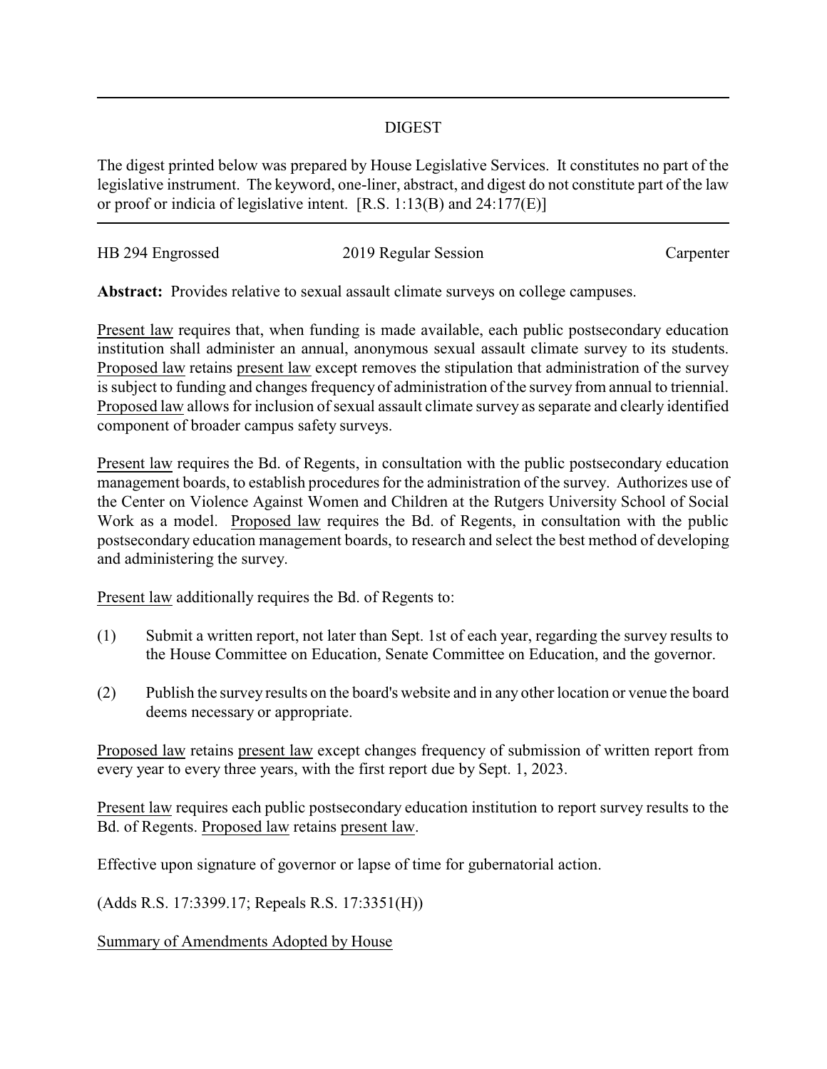# DIGEST

The digest printed below was prepared by House Legislative Services. It constitutes no part of the legislative instrument. The keyword, one-liner, abstract, and digest do not constitute part of the law or proof or indicia of legislative intent. [R.S. 1:13(B) and 24:177(E)]

HB 294 Engrossed 2019 Regular Session Carpenter

**Abstract:** Provides relative to sexual assault climate surveys on college campuses.

Present law requires that, when funding is made available, each public postsecondary education institution shall administer an annual, anonymous sexual assault climate survey to its students. Proposed law retains present law except removes the stipulation that administration of the survey is subject to funding and changes frequency of administration of the survey from annual to triennial. Proposed law allows for inclusion of sexual assault climate survey as separate and clearly identified component of broader campus safety surveys.

Present law requires the Bd. of Regents, in consultation with the public postsecondary education management boards, to establish procedures for the administration of the survey. Authorizes use of the Center on Violence Against Women and Children at the Rutgers University School of Social Work as a model. Proposed law requires the Bd. of Regents, in consultation with the public postsecondary education management boards, to research and select the best method of developing and administering the survey.

Present law additionally requires the Bd. of Regents to:

(1) Submit a written report, not later than Sept. 1st of each year, regarding the survey results to the House Committee on Education, Senate Committee on Education, and the governor.

(2) Publish the survey results on the board's website and in any other location or venue the board deems necessary or appropriate.

Proposed law retains present law except changes frequency of submission of written report from every year to every three years, with the first report due by Sept. 1, 2023.

Present law requires each public postsecondary education institution to report survey results to the Bd. of Regents. Proposed law retains present law.

Effective upon signature of governor or lapse of time for gubernatorial action.

(Adds R.S. 17:3399.17; Repeals R.S. 17:3351(H))

Summary of Amendments Adopted by House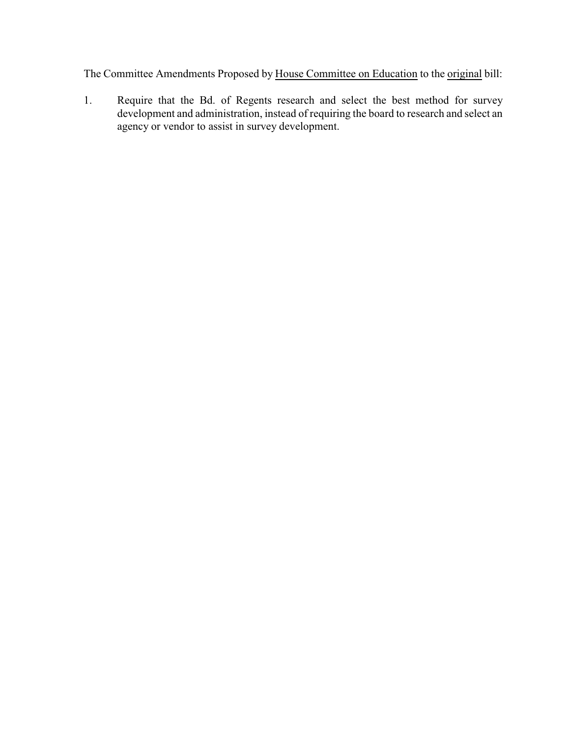The Committee Amendments Proposed by House Committee on Education to the original bill:

1. Require that the Bd. of Regents research and select the best method for survey development and administration, instead of requiring the board to research and select an agency or vendor to assist in survey development.